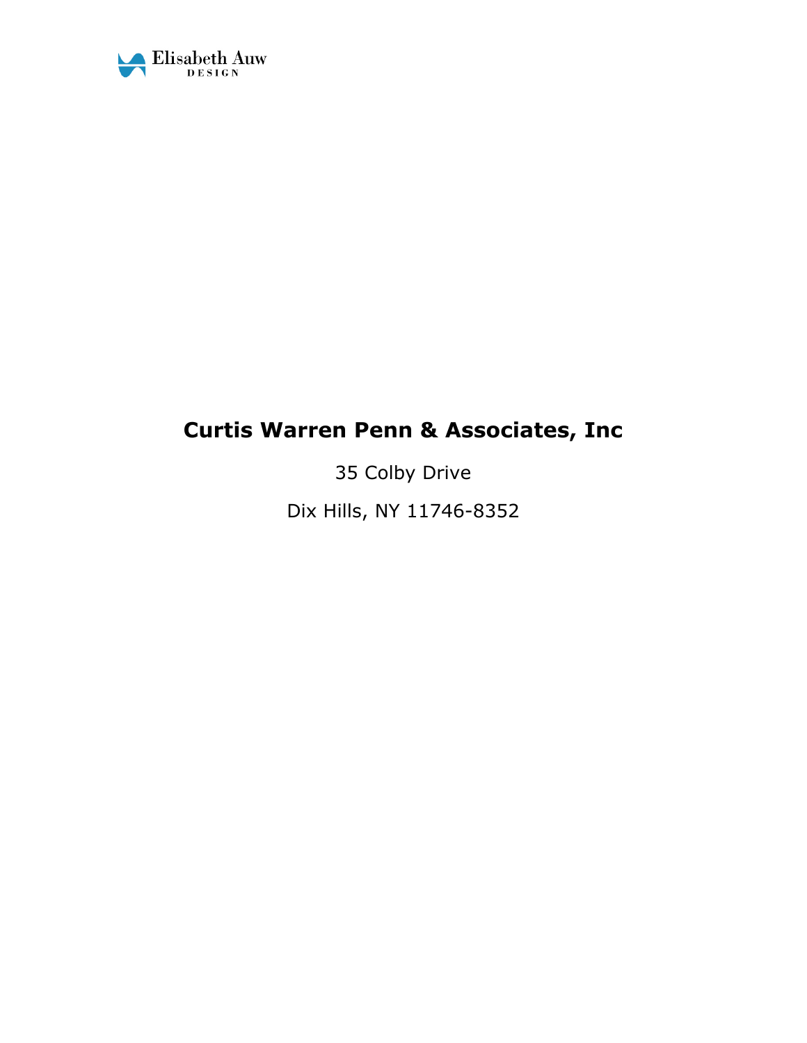Elisabeth Auw DESIGN

# Curtis Warren Penn & Associates, Inc

35 Colby Drive

Dix Hills, NY 11746-8352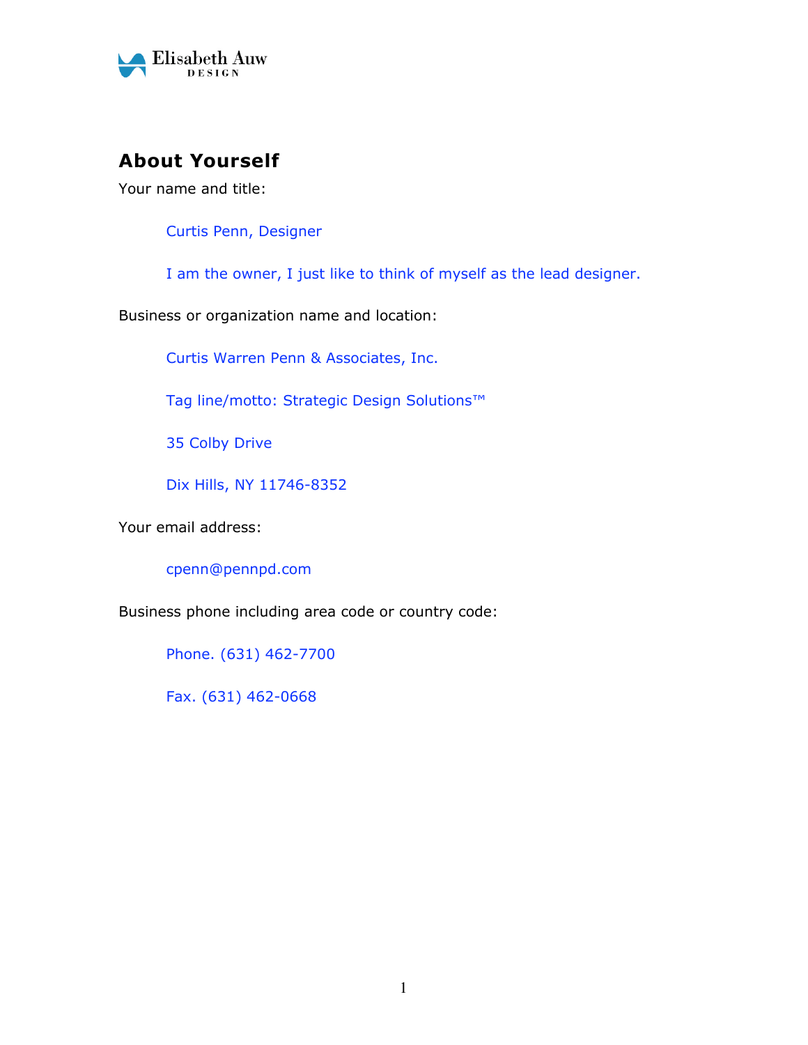## About Yourself

Your name and title:

Curtis Penn, Designer

I am the owner, I just like to think of myself as the lead designer.

Business or organization name and location:

Curtis Warren Penn & Associates, Inc.

Tag line/motto: Strategic Design Solutions™

35 Colby Drive

Dix Hills, NY 11746-8352

Your email address:

cpenn@pennpd.com

Business phone including area code or country code:

Phone. (631) 462-7700

Fax. (631) 462-0668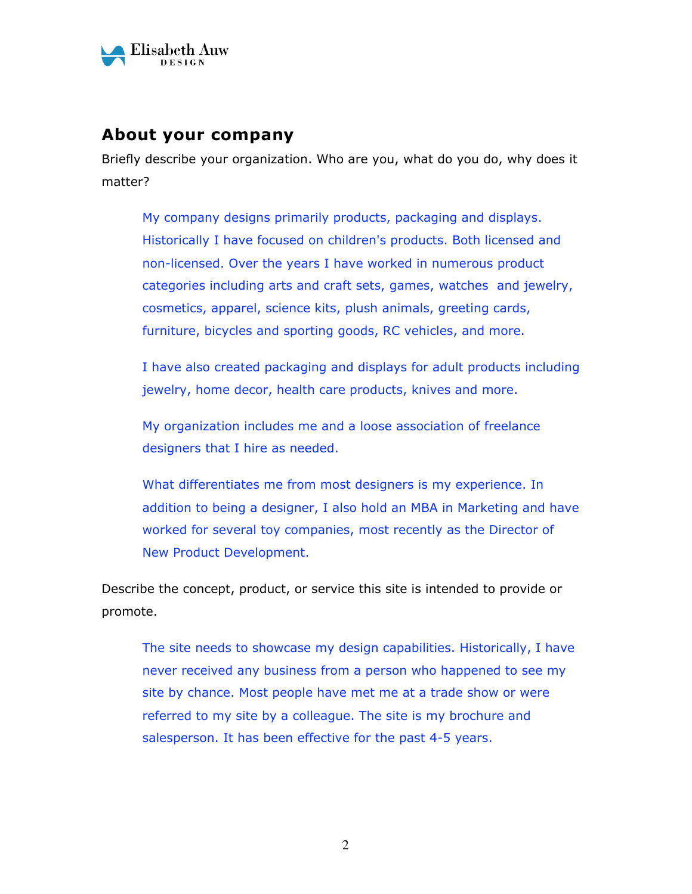## About your company

Briefly describe your organization. Who are you, what do you do, why does it matter?

> My company designs primarily products, packaging and displays. Historically I have focused on children's products. Both licensed and non-licensed. Over the years I have worked in numerous product categories including arts and craft sets, games, watches and jewelry, cosmetics, apparel, science kits, plush animals, greeting cards, furniture, bicycles and sporting goods, RC vehicles, and more.
>
> I have also created packaging and displays for adult products including jewelry, home decor, health care products, knives and more.
>
> My organization includes me and a loose association of freelance designers that I hire as needed.
>
> What differentiates me from most designers is my experience. In addition to being a designer, I also hold an MBA in Marketing and have worked for several toy companies, most recently as the Director of New Product Development.

Describe the concept, product, or service this site is intended to provide or promote.

> The site needs to showcase my design capabilities. Historically, I have never received any business from a person who happened to see my site by chance. Most people have met me at a trade show or were referred to my site by a colleague. The site is my brochure and salesperson. It has been effective for the past 4-5 years.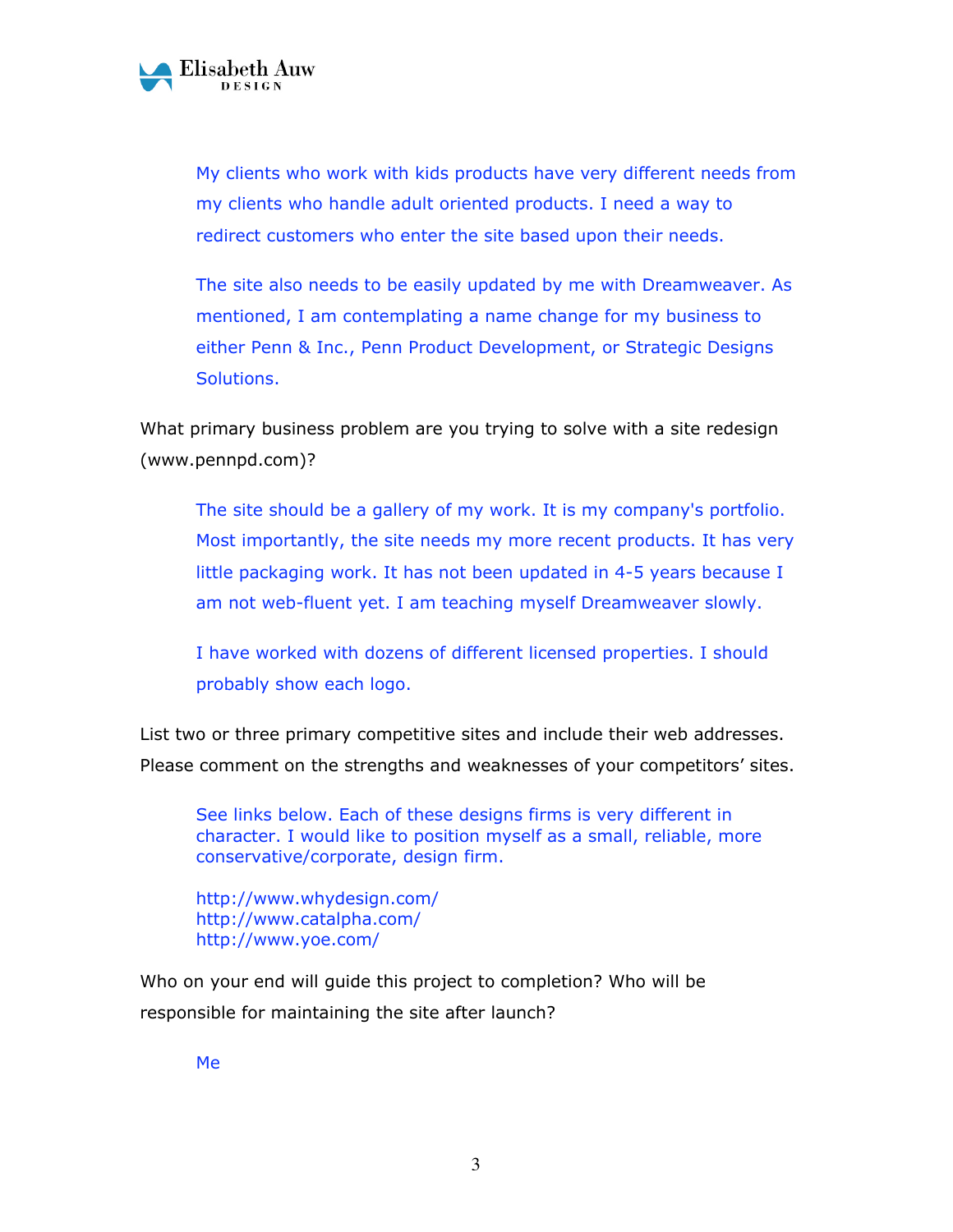My clients who work with kids products have very different needs from my clients who handle adult oriented products. I need a way to redirect customers who enter the site based upon their needs.

The site also needs to be easily updated by me with Dreamweaver. As mentioned, I am contemplating a name change for my business to either Penn & Inc., Penn Product Development, or Strategic Designs Solutions.

What primary business problem are you trying to solve with a site redesign (www.pennpd.com)?

The site should be a gallery of my work. It is my company's portfolio. Most importantly, the site needs my more recent products. It has very little packaging work. It has not been updated in 4-5 years because I am not web-fluent yet. I am teaching myself Dreamweaver slowly.

I have worked with dozens of different licensed properties. I should probably show each logo.

List two or three primary competitive sites and include their web addresses. Please comment on the strengths and weaknesses of your competitors' sites.

See links below. Each of these designs firms is very different in character. I would like to position myself as a small, reliable, more conservative/corporate, design firm.

http://www.whydesign.com/
http://www.catalpha.com/
http://www.yoe.com/

Who on your end will guide this project to completion? Who will be responsible for maintaining the site after launch?

Me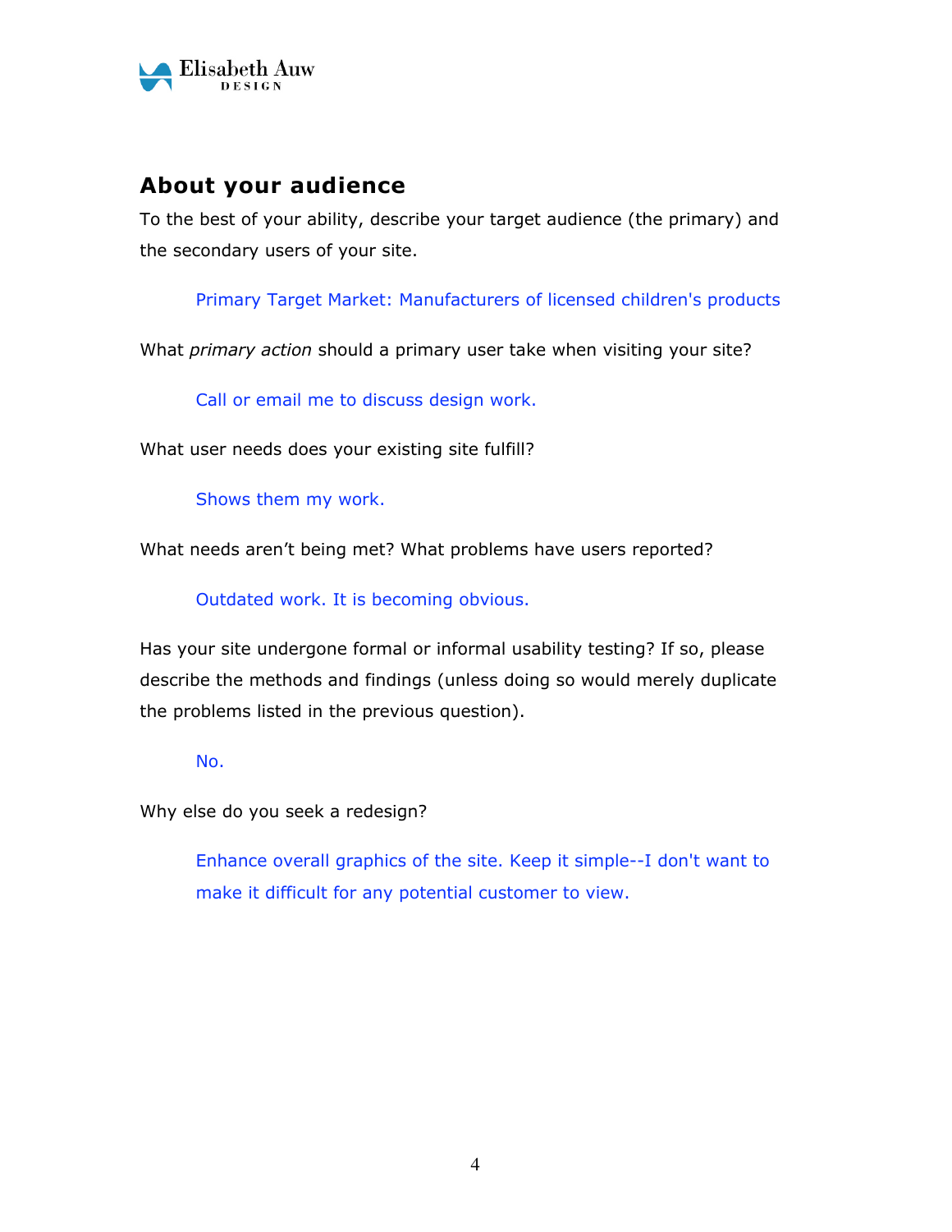## About your audience

To the best of your ability, describe your target audience (the primary) and the secondary users of your site.

> Primary Target Market: Manufacturers of licensed children's products

What *primary action* should a primary user take when visiting your site?

> Call or email me to discuss design work.

What user needs does your existing site fulfill?

> Shows them my work.

What needs aren't being met? What problems have users reported?

> Outdated work. It is becoming obvious.

Has your site undergone formal or informal usability testing? If so, please describe the methods and findings (unless doing so would merely duplicate the problems listed in the previous question).

> No.

Why else do you seek a redesign?

> Enhance overall graphics of the site. Keep it simple--I don't want to make it difficult for any potential customer to view.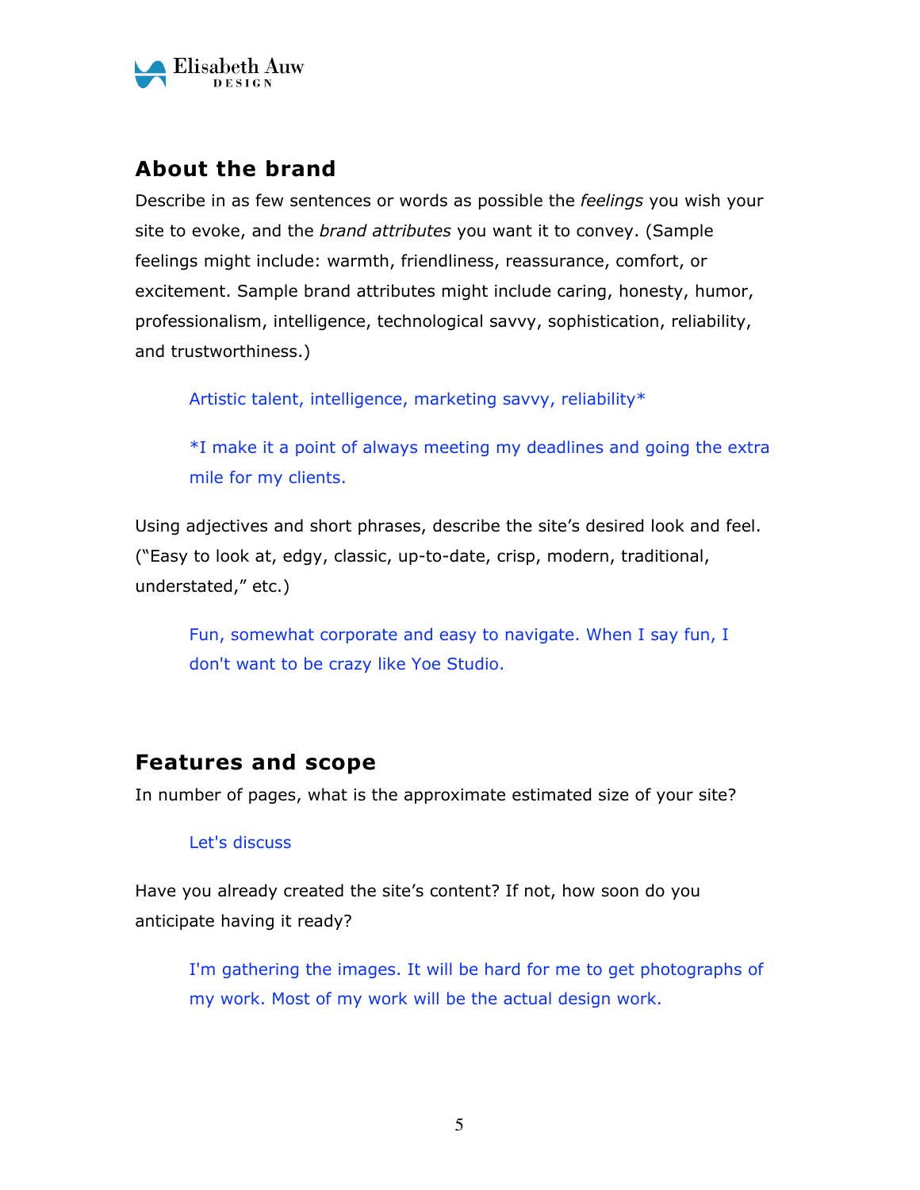## About the brand

Describe in as few sentences or words as possible the *feelings* you wish your site to evoke, and the *brand attributes* you want it to convey. (Sample feelings might include: warmth, friendliness, reassurance, comfort, or excitement. Sample brand attributes might include caring, honesty, humor, professionalism, intelligence, technological savvy, sophistication, reliability, and trustworthiness.)

> Artistic talent, intelligence, marketing savvy, reliability*
>
> *I make it a point of always meeting my deadlines and going the extra mile for my clients.

Using adjectives and short phrases, describe the site's desired look and feel. ("Easy to look at, edgy, classic, up-to-date, crisp, modern, traditional, understated," etc.)

> Fun, somewhat corporate and easy to navigate. When I say fun, I don't want to be crazy like Yoe Studio.

## Features and scope

In number of pages, what is the approximate estimated size of your site?

> Let's discuss

Have you already created the site's content? If not, how soon do you anticipate having it ready?

> I'm gathering the images. It will be hard for me to get photographs of my work. Most of my work will be the actual design work.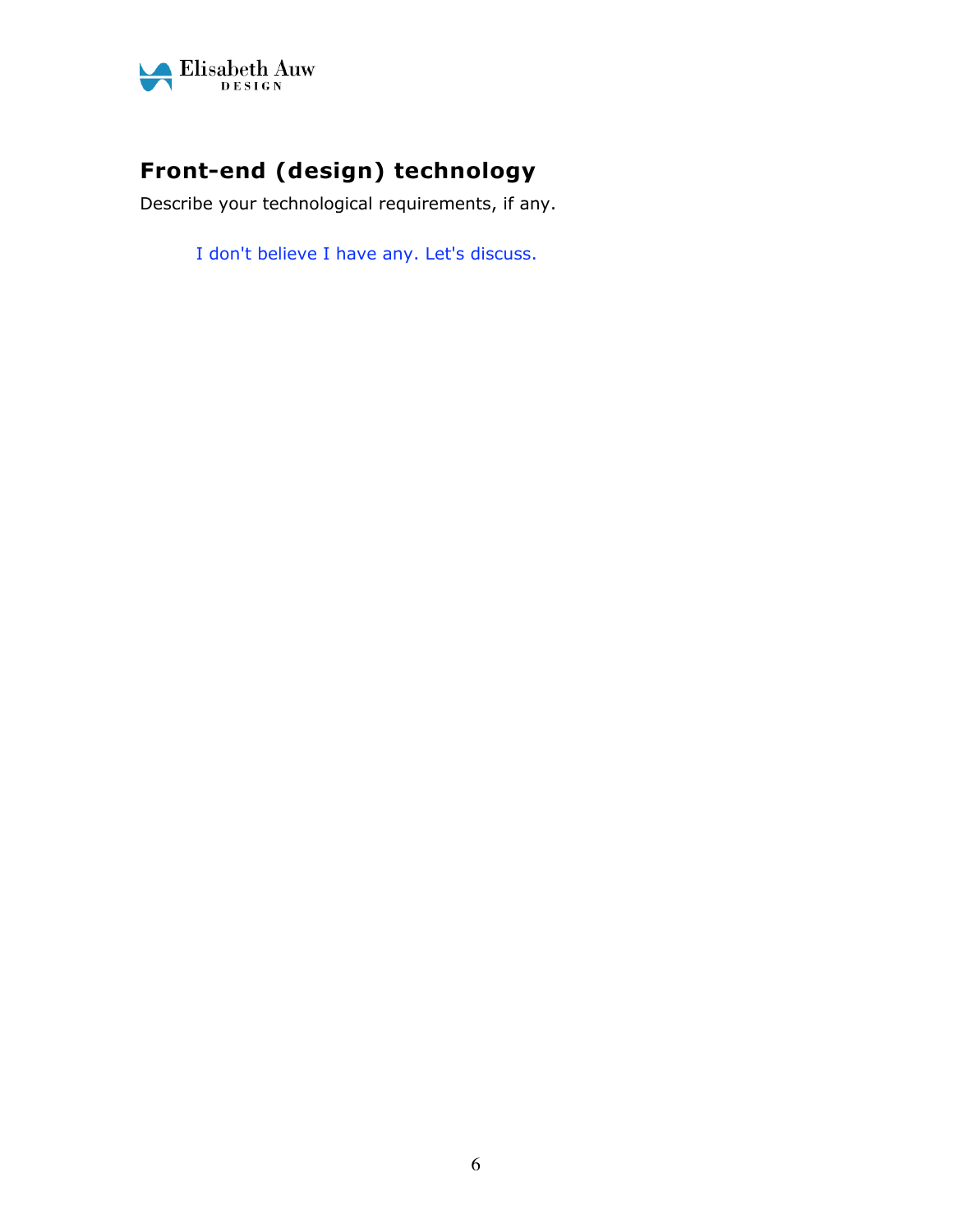## Front-end (design) technology

Describe your technological requirements, if any.

> I don't believe I have any. Let's discuss.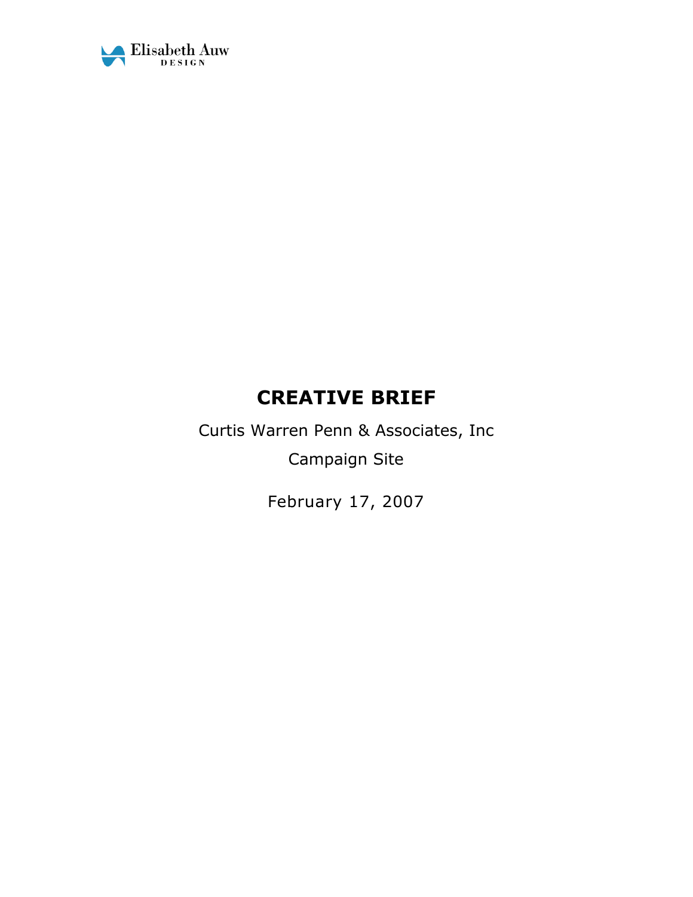Elisabeth Auw
DESIGN

# CREATIVE BRIEF

Curtis Warren Penn & Associates, Inc

Campaign Site

February 17, 2007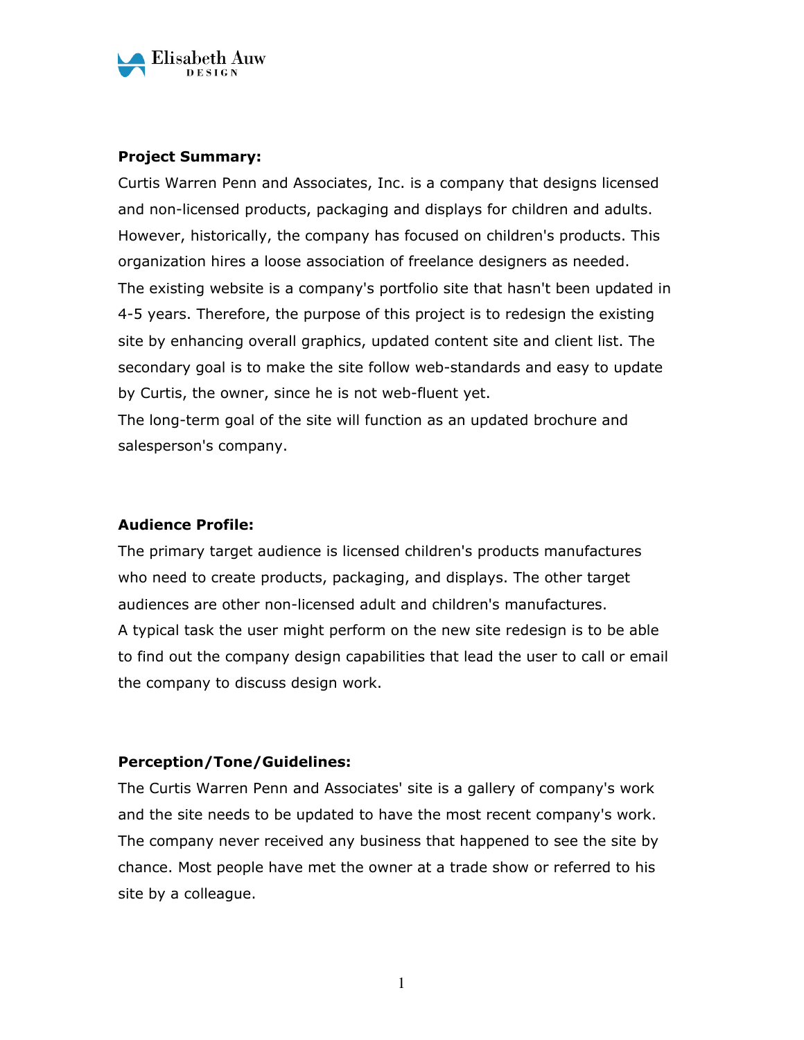**Project Summary:**

Curtis Warren Penn and Associates, Inc. is a company that designs licensed and non-licensed products, packaging and displays for children and adults. However, historically, the company has focused on children's products. This organization hires a loose association of freelance designers as needed.
The existing website is a company's portfolio site that hasn't been updated in 4-5 years. Therefore, the purpose of this project is to redesign the existing site by enhancing overall graphics, updated content site and client list. The secondary goal is to make the site follow web-standards and easy to update by Curtis, the owner, since he is not web-fluent yet.
The long-term goal of the site will function as an updated brochure and salesperson's company.

**Audience Profile:**

The primary target audience is licensed children's products manufactures who need to create products, packaging, and displays. The other target audiences are other non-licensed adult and children's manufactures.
A typical task the user might perform on the new site redesign is to be able to find out the company design capabilities that lead the user to call or email the company to discuss design work.

**Perception/Tone/Guidelines:**

The Curtis Warren Penn and Associates' site is a gallery of company's work and the site needs to be updated to have the most recent company's work. The company never received any business that happened to see the site by chance. Most people have met the owner at a trade show or referred to his site by a colleague.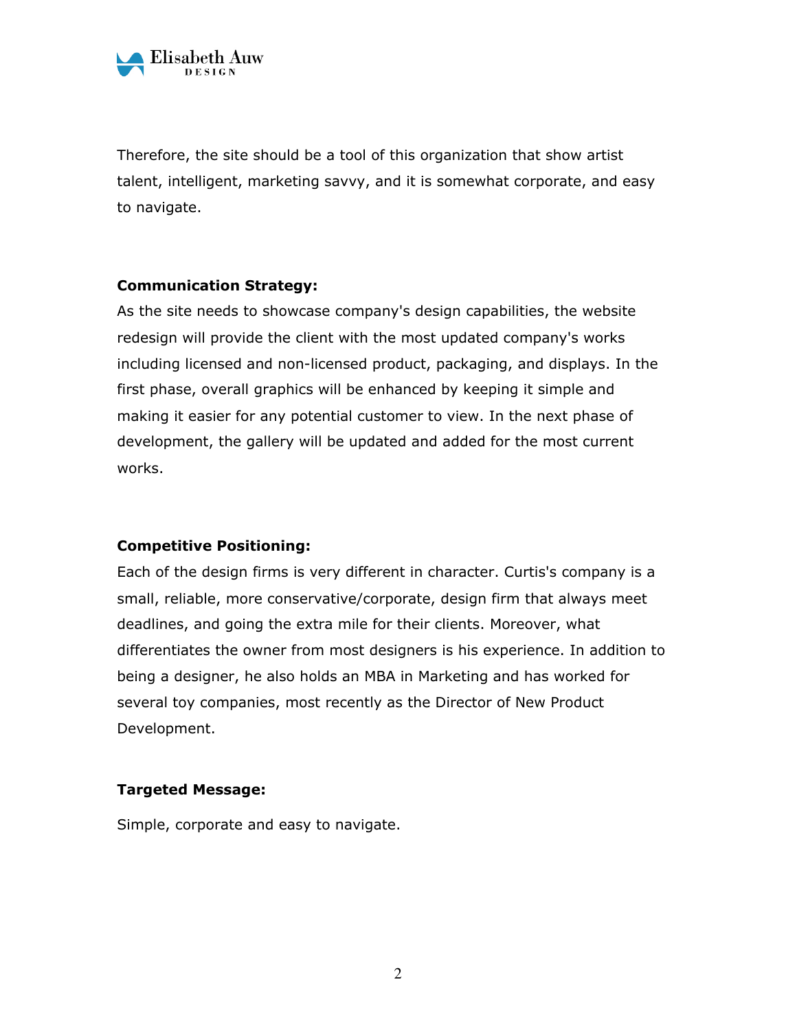Therefore, the site should be a tool of this organization that show artist talent, intelligent, marketing savvy, and it is somewhat corporate, and easy to navigate.

**Communication Strategy:**

As the site needs to showcase company's design capabilities, the website redesign will provide the client with the most updated company's works including licensed and non-licensed product, packaging, and displays. In the first phase, overall graphics will be enhanced by keeping it simple and making it easier for any potential customer to view. In the next phase of development, the gallery will be updated and added for the most current works.

**Competitive Positioning:**

Each of the design firms is very different in character. Curtis's company is a small, reliable, more conservative/corporate, design firm that always meet deadlines, and going the extra mile for their clients. Moreover, what differentiates the owner from most designers is his experience. In addition to being a designer, he also holds an MBA in Marketing and has worked for several toy companies, most recently as the Director of New Product Development.

**Targeted Message:**

Simple, corporate and easy to navigate.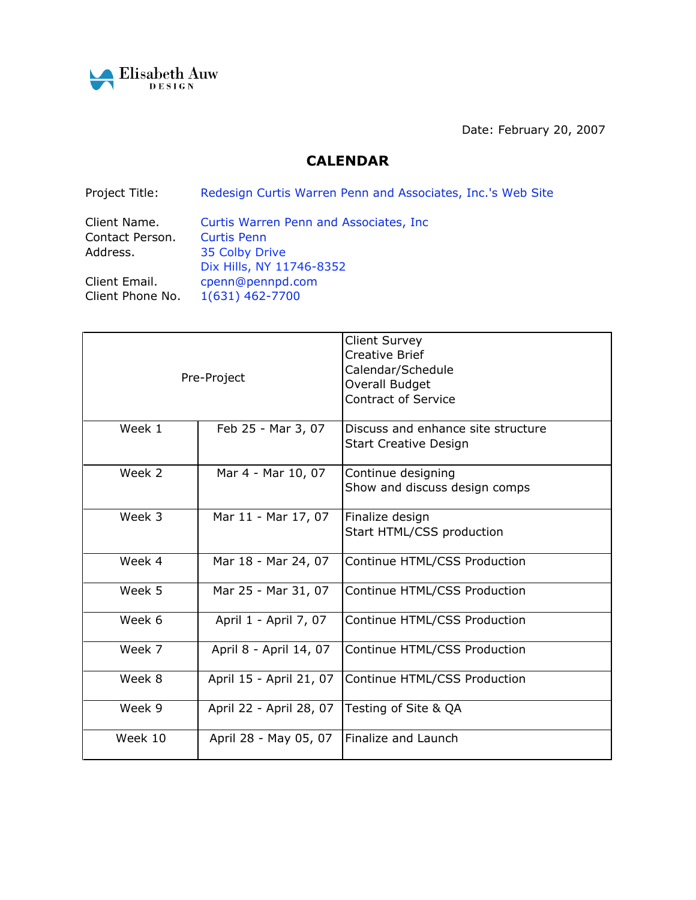Elisabeth Auw DESIGN

Date: February 20, 2007

# CALENDAR

Project Title: Redesign Curtis Warren Penn and Associates, Inc.'s Web Site

Client Name. Curtis Warren Penn and Associates, Inc
Contact Person. Curtis Penn
Address. 35 Colby Drive
Dix Hills, NY 11746-8352
Client Email. cpenn@pennpd.com
Client Phone No. 1(631) 462-7700

| Pre-Project | | Client Survey<br>Creative Brief<br>Calendar/Schedule<br>Overall Budget<br>Contract of Service |
|---|---|---|
| Week 1 | Feb 25 - Mar 3, 07 | Discuss and enhance site structure<br>Start Creative Design |
| Week 2 | Mar 4 - Mar 10, 07 | Continue designing<br>Show and discuss design comps |
| Week 3 | Mar 11 - Mar 17, 07 | Finalize design<br>Start HTML/CSS production |
| Week 4 | Mar 18 - Mar 24, 07 | Continue HTML/CSS Production |
| Week 5 | Mar 25 - Mar 31, 07 | Continue HTML/CSS Production |
| Week 6 | April 1 - April 7, 07 | Continue HTML/CSS Production |
| Week 7 | April 8 - April 14, 07 | Continue HTML/CSS Production |
| Week 8 | April 15 - April 21, 07 | Continue HTML/CSS Production |
| Week 9 | April 22 - April 28, 07 | Testing of Site & QA |
| Week 10 | April 28 - May 05, 07 | Finalize and Launch |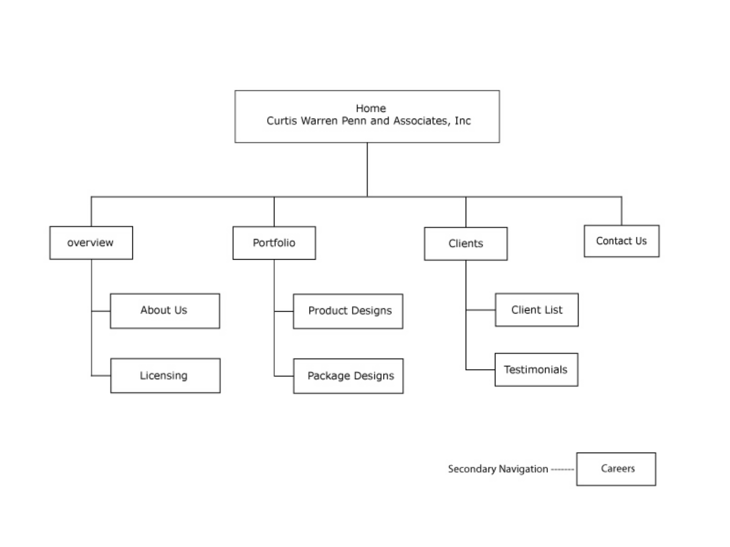- Home
  Curtis Warren Penn and Associates, Inc
  - overview
    - About Us
    - Licensing
  - Portfolio
    - Product Designs
    - Package Designs
  - Clients
    - Client List
    - Testimonials
  - Contact Us

Secondary Navigation ------- Careers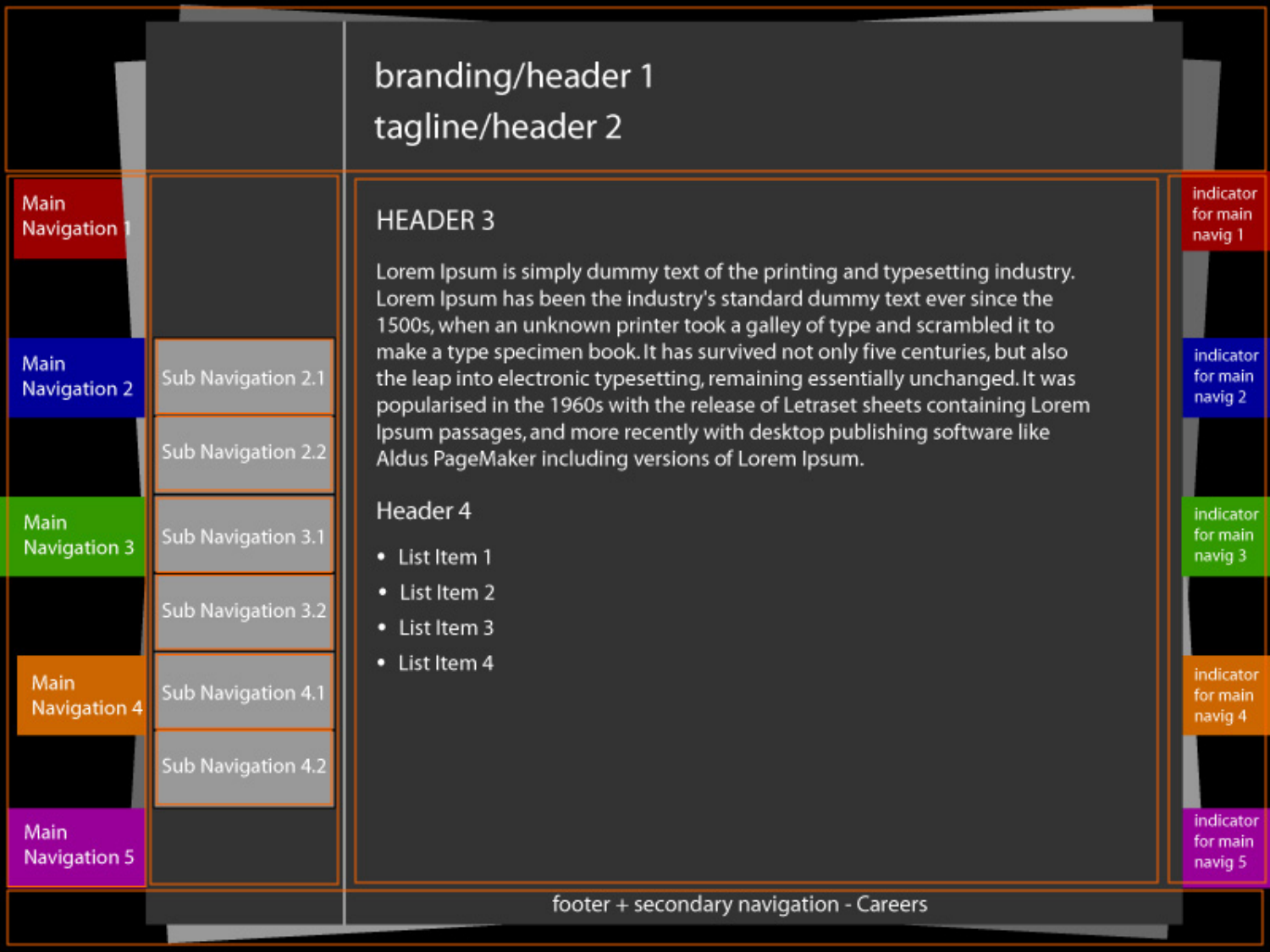branding/header 1

tagline/header 2

Main Navigation 1

Main Navigation 2

Main Navigation 3

Main Navigation 4

Main Navigation 5

Sub Navigation 2.1

Sub Navigation 2.2

Sub Navigation 3.1

Sub Navigation 3.2

Sub Navigation 4.1

Sub Navigation 4.2

HEADER 3

Lorem Ipsum is simply dummy text of the printing and typesetting industry. Lorem Ipsum has been the industry's standard dummy text ever since the 1500s, when an unknown printer took a galley of type and scrambled it to make a type specimen book. It has survived not only five centuries, but also the leap into electronic typesetting, remaining essentially unchanged. It was popularised in the 1960s with the release of Letraset sheets containing Lorem Ipsum passages, and more recently with desktop publishing software like Aldus PageMaker including versions of Lorem Ipsum.

Header 4

- List Item 1
- List Item 2
- List Item 3
- List Item 4

indicator for main navig 1

indicator for main navig 2

indicator for main navig 3

indicator for main navig 4

indicator for main navig 5

footer + secondary navigation - Careers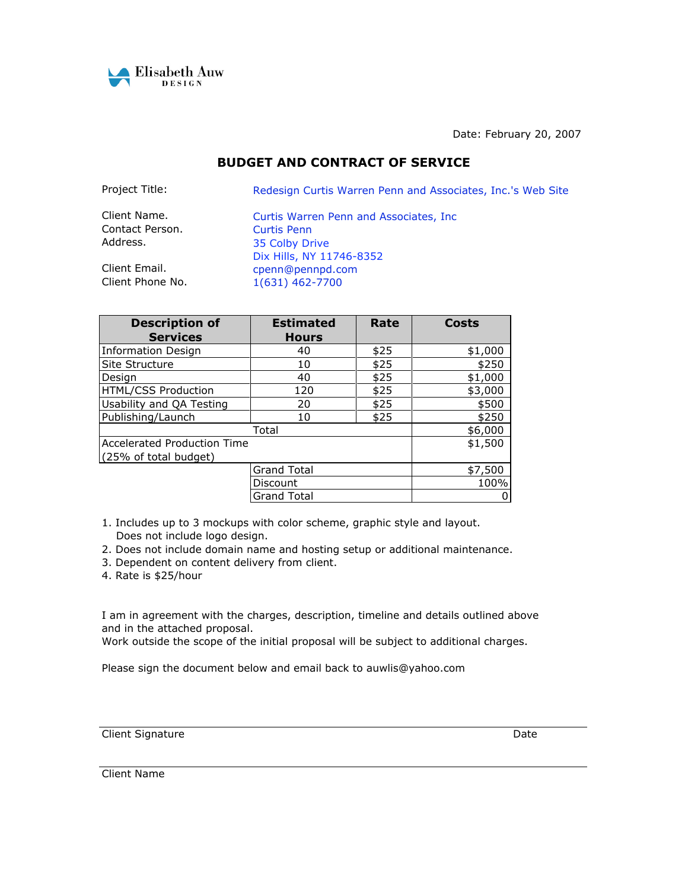Elisabeth Auw DESIGN

Date: February 20, 2007

## BUDGET AND CONTRACT OF SERVICE

| | |
|---|---|
| Project Title: | Redesign Curtis Warren Penn and Associates, Inc.'s Web Site |
| Client Name. | Curtis Warren Penn and Associates, Inc |
| Contact Person. | Curtis Penn |
| Address. | 35 Colby Drive<br>Dix Hills, NY 11746-8352 |
| Client Email. | cpenn@pennpd.com |
| Client Phone No. | 1(631) 462-7700 |

| Description of Services | Estimated Hours | Rate | Costs |
|---|---|---|---|
| Information Design | 40 | $25 | $1,000 |
| Site Structure | 10 | $25 | $250 |
| Design | 40 | $25 | $1,000 |
| HTML/CSS Production | 120 | $25 | $3,000 |
| Usability and QA Testing | 20 | $25 | $500 |
| Publishing/Launch | 10 | $25 | $250 |
| | Total | | $6,000 |
| Accelerated Production Time (25% of total budget) | | | $1,500 |
| | Grand Total | | $7,500 |
| | Discount | | 100% |
| | Grand Total | | 0 |

1. Includes up to 3 mockups with color scheme, graphic style and layout. Does not include logo design.
2. Does not include domain name and hosting setup or additional maintenance.
3. Dependent on content delivery from client.
4. Rate is $25/hour

I am in agreement with the charges, description, timeline and details outlined above and in the attached proposal.
Work outside the scope of the initial proposal will be subject to additional charges.

Please sign the document below and email back to auwlis@yahoo.com

Client Signature &nbsp;&nbsp;&nbsp;&nbsp;&nbsp;&nbsp;&nbsp;&nbsp; Date

Client Name